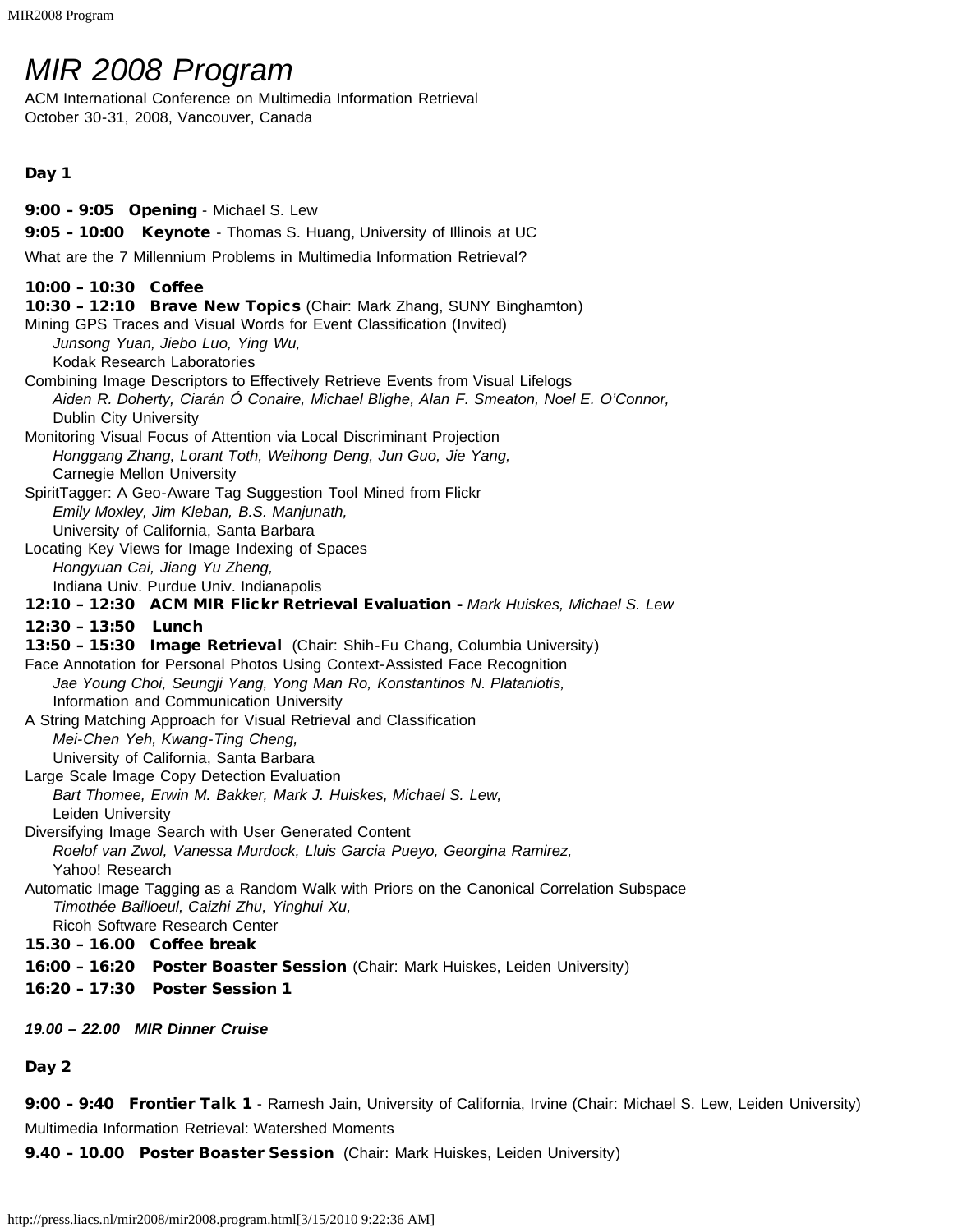# MIR 2008 Program

ACM International Conference on Multimedia Information Retrieval
October 30-31, 2008, Vancouver, Canada

## Day 1

**9:00 – 9:05 Opening** - Michael S. Lew

**9:05 – 10:00 Keynote** - Thomas S. Huang, University of Illinois at UC

What are the 7 Millennium Problems in Multimedia Information Retrieval?

**10:00 – 10:30 Coffee**

**10:30 – 12:10 Brave New Topics** (Chair: Mark Zhang, SUNY Binghamton)

Mining GPS Traces and Visual Words for Event Classification (Invited)
*Junsong Yuan, Jiebo Luo, Ying Wu,*
Kodak Research Laboratories

Combining Image Descriptors to Effectively Retrieve Events from Visual Lifelogs
*Aiden R. Doherty, Ciarán Ó Conaire, Michael Blighe, Alan F. Smeaton, Noel E. O'Connor,*
Dublin City University

Monitoring Visual Focus of Attention via Local Discriminant Projection
*Honggang Zhang, Lorant Toth, Weihong Deng, Jun Guo, Jie Yang,*
Carnegie Mellon University

SpiritTagger: A Geo-Aware Tag Suggestion Tool Mined from Flickr
*Emily Moxley, Jim Kleban, B.S. Manjunath,*
University of California, Santa Barbara

Locating Key Views for Image Indexing of Spaces
*Hongyuan Cai, Jiang Yu Zheng,*
Indiana Univ. Purdue Univ. Indianapolis

**12:10 – 12:30 ACM MIR Flickr Retrieval Evaluation -** *Mark Huiskes, Michael S. Lew*

**12:30 – 13:50 Lunch**

**13:50 – 15:30 Image Retrieval** (Chair: Shih-Fu Chang, Columbia University)

Face Annotation for Personal Photos Using Context-Assisted Face Recognition
*Jae Young Choi, Seungji Yang, Yong Man Ro, Konstantinos N. Plataniotis,*
Information and Communication University

A String Matching Approach for Visual Retrieval and Classification
*Mei-Chen Yeh, Kwang-Ting Cheng,*
University of California, Santa Barbara

Large Scale Image Copy Detection Evaluation
*Bart Thomee, Erwin M. Bakker, Mark J. Huiskes, Michael S. Lew,*
Leiden University

Diversifying Image Search with User Generated Content
*Roelof van Zwol, Vanessa Murdock, Lluis Garcia Pueyo, Georgina Ramirez,*
Yahoo! Research

Automatic Image Tagging as a Random Walk with Priors on the Canonical Correlation Subspace
*Timothée Bailloeul, Caizhi Zhu, Yinghui Xu,*
Ricoh Software Research Center

**15.30 – 16.00 Coffee break**

**16:00 – 16:20 Poster Boaster Session** (Chair: Mark Huiskes, Leiden University)

**16:20 – 17:30 Poster Session 1**

***19.00 – 22.00 MIR Dinner Cruise***

## Day 2

**9:00 – 9:40 Frontier Talk 1** - Ramesh Jain, University of California, Irvine (Chair: Michael S. Lew, Leiden University)

Multimedia Information Retrieval: Watershed Moments

**9.40 – 10.00 Poster Boaster Session** (Chair: Mark Huiskes, Leiden University)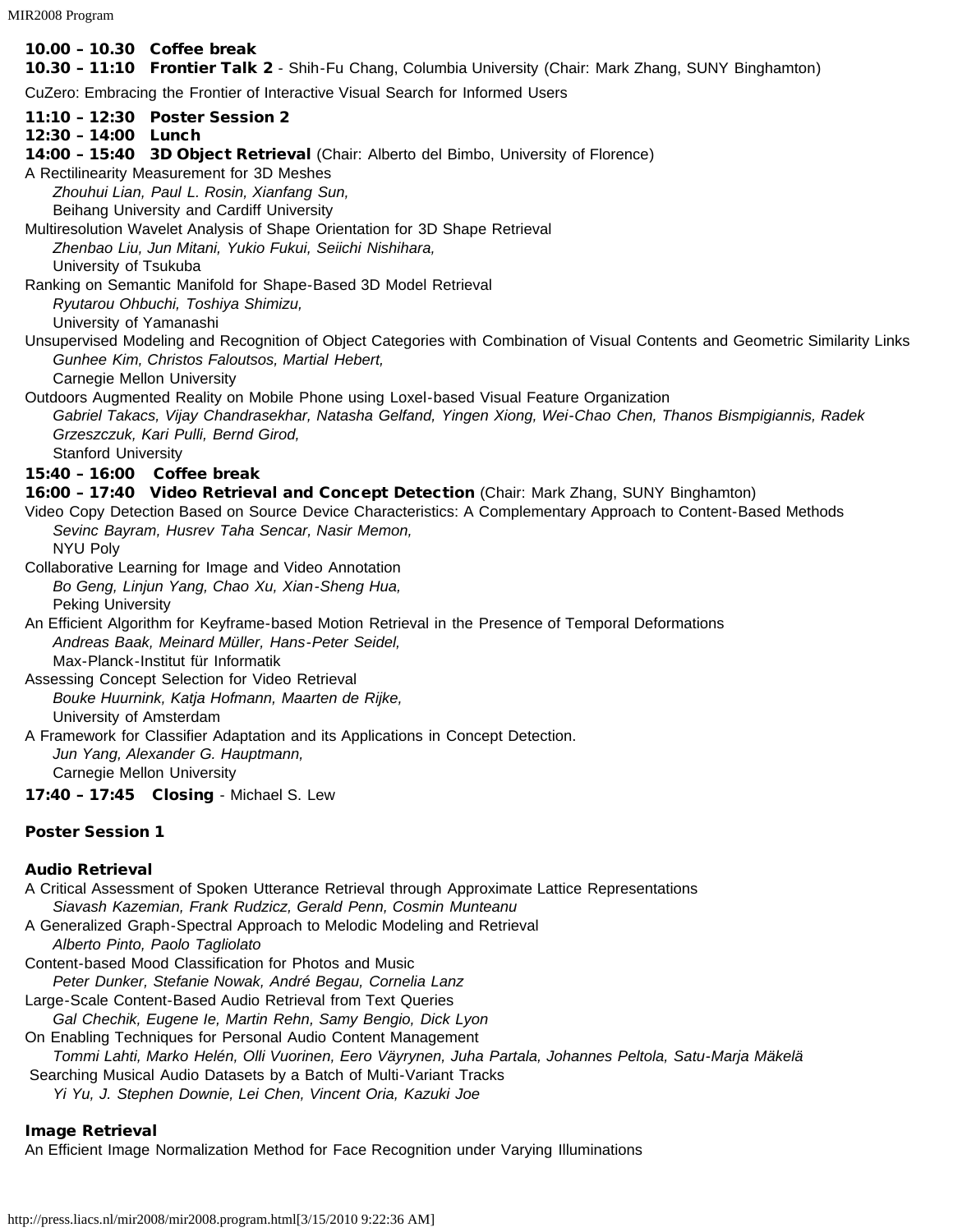**10.00 – 10.30 Coffee break**

**10.30 – 11:10 Frontier Talk 2** - Shih-Fu Chang, Columbia University (Chair: Mark Zhang, SUNY Binghamton)

CuZero: Embracing the Frontier of Interactive Visual Search for Informed Users

**11:10 – 12:30 Poster Session 2**

**12:30 – 14:00 Lunch**

**14:00 – 15:40 3D Object Retrieval** (Chair: Alberto del Bimbo, University of Florence)

A Rectilinearity Measurement for 3D Meshes
*Zhouhui Lian, Paul L. Rosin, Xianfang Sun,*
Beihang University and Cardiff University

Multiresolution Wavelet Analysis of Shape Orientation for 3D Shape Retrieval
*Zhenbao Liu, Jun Mitani, Yukio Fukui, Seiichi Nishihara,*
University of Tsukuba

Ranking on Semantic Manifold for Shape-Based 3D Model Retrieval
*Ryutarou Ohbuchi, Toshiya Shimizu,*
University of Yamanashi

Unsupervised Modeling and Recognition of Object Categories with Combination of Visual Contents and Geometric Similarity Links
*Gunhee Kim, Christos Faloutsos, Martial Hebert,*
Carnegie Mellon University

Outdoors Augmented Reality on Mobile Phone using Loxel-based Visual Feature Organization
*Gabriel Takacs, Vijay Chandrasekhar, Natasha Gelfand, Yingen Xiong, Wei-Chao Chen, Thanos Bismpigiannis, Radek Grzeszczuk, Kari Pulli, Bernd Girod,*
Stanford University

**15:40 – 16:00 Coffee break**

**16:00 – 17:40 Video Retrieval and Concept Detection** (Chair: Mark Zhang, SUNY Binghamton)

Video Copy Detection Based on Source Device Characteristics: A Complementary Approach to Content-Based Methods
*Sevinc Bayram, Husrev Taha Sencar, Nasir Memon,*
NYU Poly

Collaborative Learning for Image and Video Annotation
*Bo Geng, Linjun Yang, Chao Xu, Xian-Sheng Hua,*
Peking University

An Efficient Algorithm for Keyframe-based Motion Retrieval in the Presence of Temporal Deformations
*Andreas Baak, Meinard Müller, Hans-Peter Seidel,*
Max-Planck-Institut für Informatik

Assessing Concept Selection for Video Retrieval
*Bouke Huurnink, Katja Hofmann, Maarten de Rijke,*
University of Amsterdam

A Framework for Classifier Adaptation and its Applications in Concept Detection.
*Jun Yang, Alexander G. Hauptmann,*
Carnegie Mellon University

**17:40 – 17:45 Closing** - Michael S. Lew

## Poster Session 1

### Audio Retrieval

A Critical Assessment of Spoken Utterance Retrieval through Approximate Lattice Representations
*Siavash Kazemian, Frank Rudzicz, Gerald Penn, Cosmin Munteanu*

A Generalized Graph-Spectral Approach to Melodic Modeling and Retrieval
*Alberto Pinto, Paolo Tagliolato*

Content-based Mood Classification for Photos and Music
*Peter Dunker, Stefanie Nowak, André Begau, Cornelia Lanz*

Large-Scale Content-Based Audio Retrieval from Text Queries
*Gal Chechik, Eugene Ie, Martin Rehn, Samy Bengio, Dick Lyon*

On Enabling Techniques for Personal Audio Content Management
*Tommi Lahti, Marko Helén, Olli Vuorinen, Eero Väyrynen, Juha Partala, Johannes Peltola, Satu-Marja Mäkelä*

Searching Musical Audio Datasets by a Batch of Multi-Variant Tracks
*Yi Yu, J. Stephen Downie, Lei Chen, Vincent Oria, Kazuki Joe*

### Image Retrieval

An Efficient Image Normalization Method for Face Recognition under Varying Illuminations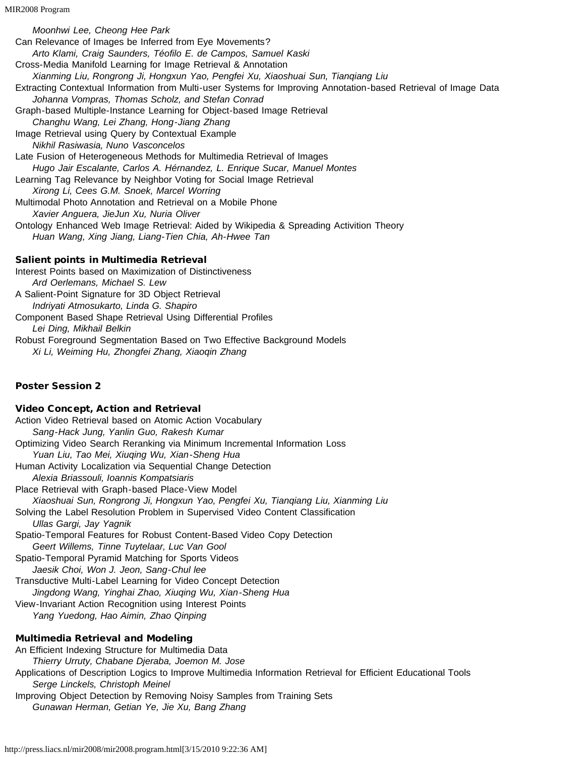*Moonhwi Lee, Cheong Hee Park*

Can Relevance of Images be Inferred from Eye Movements?
*Arto Klami, Craig Saunders, Téofilo E. de Campos, Samuel Kaski*

Cross-Media Manifold Learning for Image Retrieval & Annotation
*Xianming Liu, Rongrong Ji, Hongxun Yao, Pengfei Xu, Xiaoshuai Sun, Tianqiang Liu*

Extracting Contextual Information from Multi-user Systems for Improving Annotation-based Retrieval of Image Data
*Johanna Vompras, Thomas Scholz, and Stefan Conrad*

Graph-based Multiple-Instance Learning for Object-based Image Retrieval
*Changhu Wang, Lei Zhang, Hong-Jiang Zhang*

Image Retrieval using Query by Contextual Example
*Nikhil Rasiwasia, Nuno Vasconcelos*

Late Fusion of Heterogeneous Methods for Multimedia Retrieval of Images
*Hugo Jair Escalante, Carlos A. Hérnandez, L. Enrique Sucar, Manuel Montes*

Learning Tag Relevance by Neighbor Voting for Social Image Retrieval
*Xirong Li, Cees G.M. Snoek, Marcel Worring*

Multimodal Photo Annotation and Retrieval on a Mobile Phone
*Xavier Anguera, JieJun Xu, Nuria Oliver*

Ontology Enhanced Web Image Retrieval: Aided by Wikipedia & Spreading Activition Theory
*Huan Wang, Xing Jiang, Liang-Tien Chia, Ah-Hwee Tan*

### Salient points in Multimedia Retrieval

Interest Points based on Maximization of Distinctiveness
*Ard Oerlemans, Michael S. Lew*

A Salient-Point Signature for 3D Object Retrieval
*Indriyati Atmosukarto, Linda G. Shapiro*

Component Based Shape Retrieval Using Differential Profiles
*Lei Ding, Mikhail Belkin*

Robust Foreground Segmentation Based on Two Effective Background Models
*Xi Li, Weiming Hu, Zhongfei Zhang, Xiaoqin Zhang*

## Poster Session 2

### Video Concept, Action and Retrieval

Action Video Retrieval based on Atomic Action Vocabulary
*Sang-Hack Jung, Yanlin Guo, Rakesh Kumar*

Optimizing Video Search Reranking via Minimum Incremental Information Loss
*Yuan Liu, Tao Mei, Xiuqing Wu, Xian-Sheng Hua*

Human Activity Localization via Sequential Change Detection
*Alexia Briassouli, Ioannis Kompatsiaris*

Place Retrieval with Graph-based Place-View Model
*Xiaoshuai Sun, Rongrong Ji, Hongxun Yao, Pengfei Xu, Tianqiang Liu, Xianming Liu*

Solving the Label Resolution Problem in Supervised Video Content Classification
*Ullas Gargi, Jay Yagnik*

Spatio-Temporal Features for Robust Content-Based Video Copy Detection
*Geert Willems, Tinne Tuytelaar, Luc Van Gool*

Spatio-Temporal Pyramid Matching for Sports Videos
*Jaesik Choi, Won J. Jeon, Sang-Chul lee*

Transductive Multi-Label Learning for Video Concept Detection
*Jingdong Wang, Yinghai Zhao, Xiuqing Wu, Xian-Sheng Hua*

View-Invariant Action Recognition using Interest Points
*Yang Yuedong, Hao Aimin, Zhao Qinping*

### Multimedia Retrieval and Modeling

An Efficient Indexing Structure for Multimedia Data
*Thierry Urruty, Chabane Djeraba, Joemon M. Jose*

Applications of Description Logics to Improve Multimedia Information Retrieval for Efficient Educational Tools
*Serge Linckels, Christoph Meinel*

Improving Object Detection by Removing Noisy Samples from Training Sets
*Gunawan Herman, Getian Ye, Jie Xu, Bang Zhang*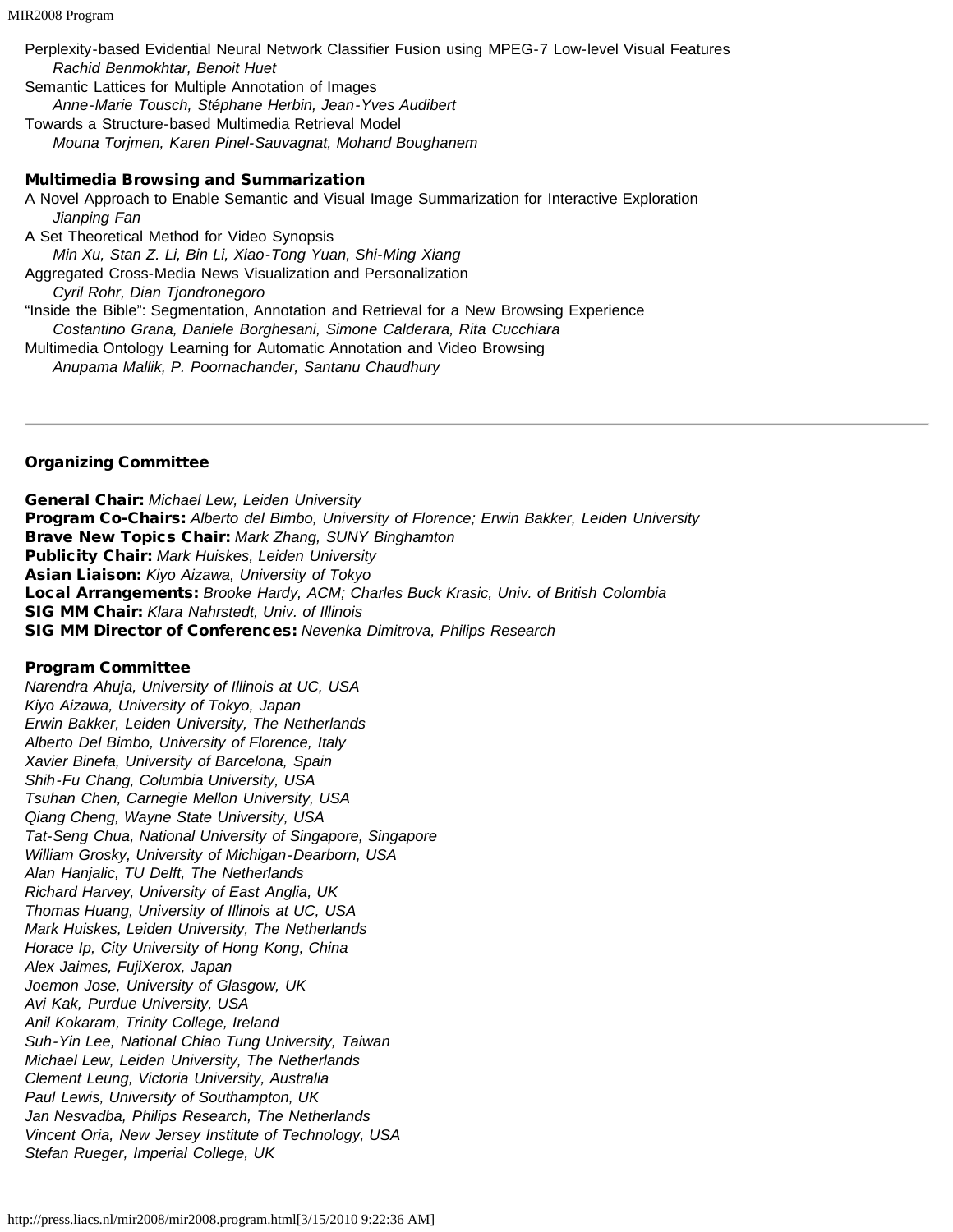Perplexity-based Evidential Neural Network Classifier Fusion using MPEG-7 Low-level Visual Features
*Rachid Benmokhtar, Benoit Huet*
Semantic Lattices for Multiple Annotation of Images
*Anne-Marie Tousch, Stéphane Herbin, Jean-Yves Audibert*
Towards a Structure-based Multimedia Retrieval Model
*Mouna Torjmen, Karen Pinel-Sauvagnat, Mohand Boughanem*

### Multimedia Browsing and Summarization

A Novel Approach to Enable Semantic and Visual Image Summarization for Interactive Exploration
*Jianping Fan*
A Set Theoretical Method for Video Synopsis
*Min Xu, Stan Z. Li, Bin Li, Xiao-Tong Yuan, Shi-Ming Xiang*
Aggregated Cross-Media News Visualization and Personalization
*Cyril Rohr, Dian Tjondronegoro*
"Inside the Bible": Segmentation, Annotation and Retrieval for a New Browsing Experience
*Costantino Grana, Daniele Borghesani, Simone Calderara, Rita Cucchiara*
Multimedia Ontology Learning for Automatic Annotation and Video Browsing
*Anupama Mallik, P. Poornachander, Santanu Chaudhury*

---

### Organizing Committee

**General Chair:** *Michael Lew, Leiden University*
**Program Co-Chairs:** *Alberto del Bimbo, University of Florence; Erwin Bakker, Leiden University*
**Brave New Topics Chair:** *Mark Zhang, SUNY Binghamton*
**Publicity Chair:** *Mark Huiskes, Leiden University*
**Asian Liaison:** *Kiyo Aizawa, University of Tokyo*
**Local Arrangements:** *Brooke Hardy, ACM; Charles Buck Krasic, Univ. of British Colombia*
**SIG MM Chair:** *Klara Nahrstedt, Univ. of Illinois*
**SIG MM Director of Conferences:** *Nevenka Dimitrova, Philips Research*

### Program Committee

*Narendra Ahuja, University of Illinois at UC, USA*
*Kiyo Aizawa, University of Tokyo, Japan*
*Erwin Bakker, Leiden University, The Netherlands*
*Alberto Del Bimbo, University of Florence, Italy*
*Xavier Binefa, University of Barcelona, Spain*
*Shih-Fu Chang, Columbia University, USA*
*Tsuhan Chen, Carnegie Mellon University, USA*
*Qiang Cheng, Wayne State University, USA*
*Tat-Seng Chua, National University of Singapore, Singapore*
*William Grosky, University of Michigan-Dearborn, USA*
*Alan Hanjalic, TU Delft, The Netherlands*
*Richard Harvey, University of East Anglia, UK*
*Thomas Huang, University of Illinois at UC, USA*
*Mark Huiskes, Leiden University, The Netherlands*
*Horace Ip, City University of Hong Kong, China*
*Alex Jaimes, FujiXerox, Japan*
*Joemon Jose, University of Glasgow, UK*
*Avi Kak, Purdue University, USA*
*Anil Kokaram, Trinity College, Ireland*
*Suh-Yin Lee, National Chiao Tung University, Taiwan*
*Michael Lew, Leiden University, The Netherlands*
*Clement Leung, Victoria University, Australia*
*Paul Lewis, University of Southampton, UK*
*Jan Nesvadba, Philips Research, The Netherlands*
*Vincent Oria, New Jersey Institute of Technology, USA*
*Stefan Rueger, Imperial College, UK*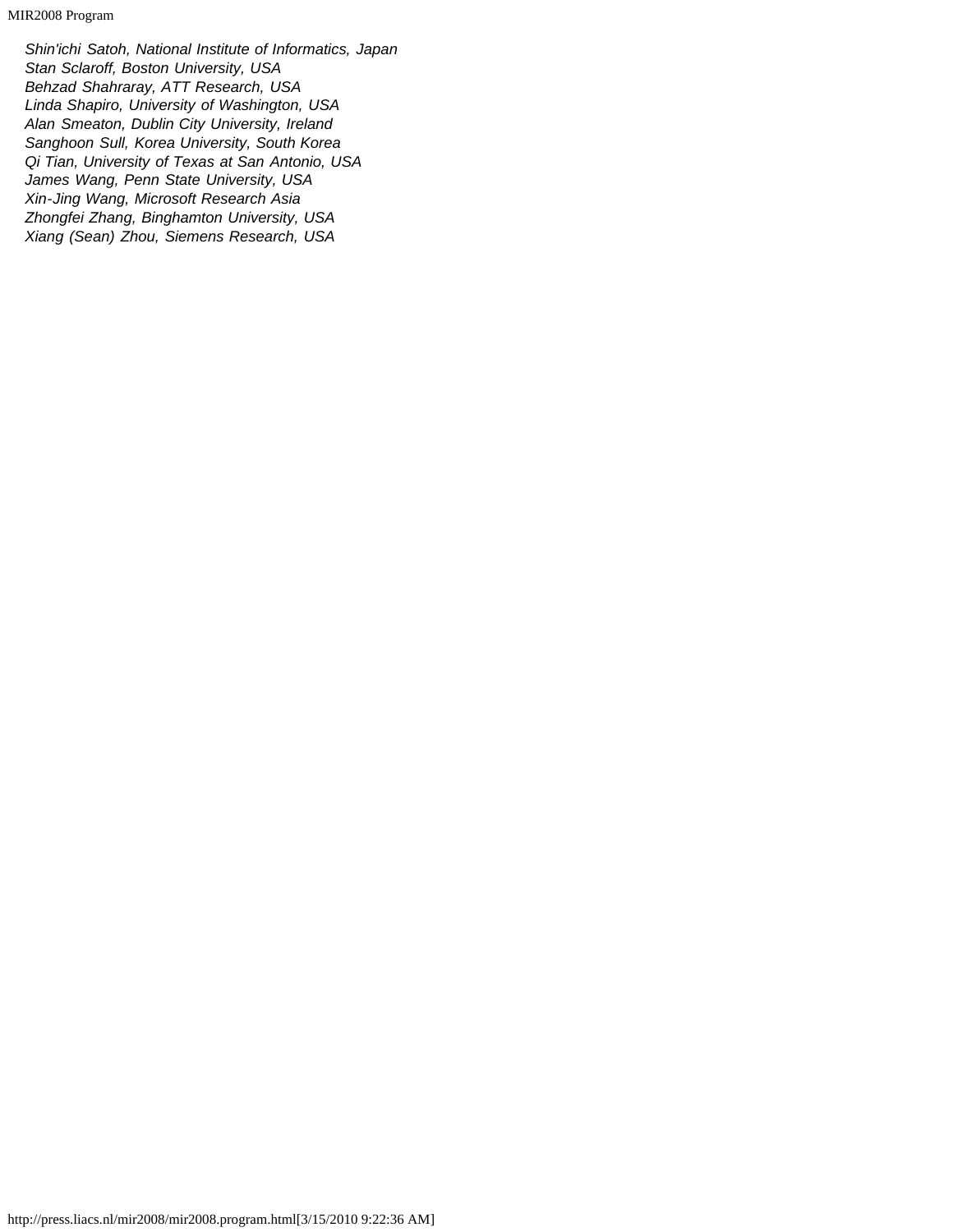*Shin'ichi Satoh, National Institute of Informatics, Japan*
*Stan Sclaroff, Boston University, USA*
*Behzad Shahraray, ATT Research, USA*
*Linda Shapiro, University of Washington, USA*
*Alan Smeaton, Dublin City University, Ireland*
*Sanghoon Sull, Korea University, South Korea*
*Qi Tian, University of Texas at San Antonio, USA*
*James Wang, Penn State University, USA*
*Xin-Jing Wang, Microsoft Research Asia*
*Zhongfei Zhang, Binghamton University, USA*
*Xiang (Sean) Zhou, Siemens Research, USA*